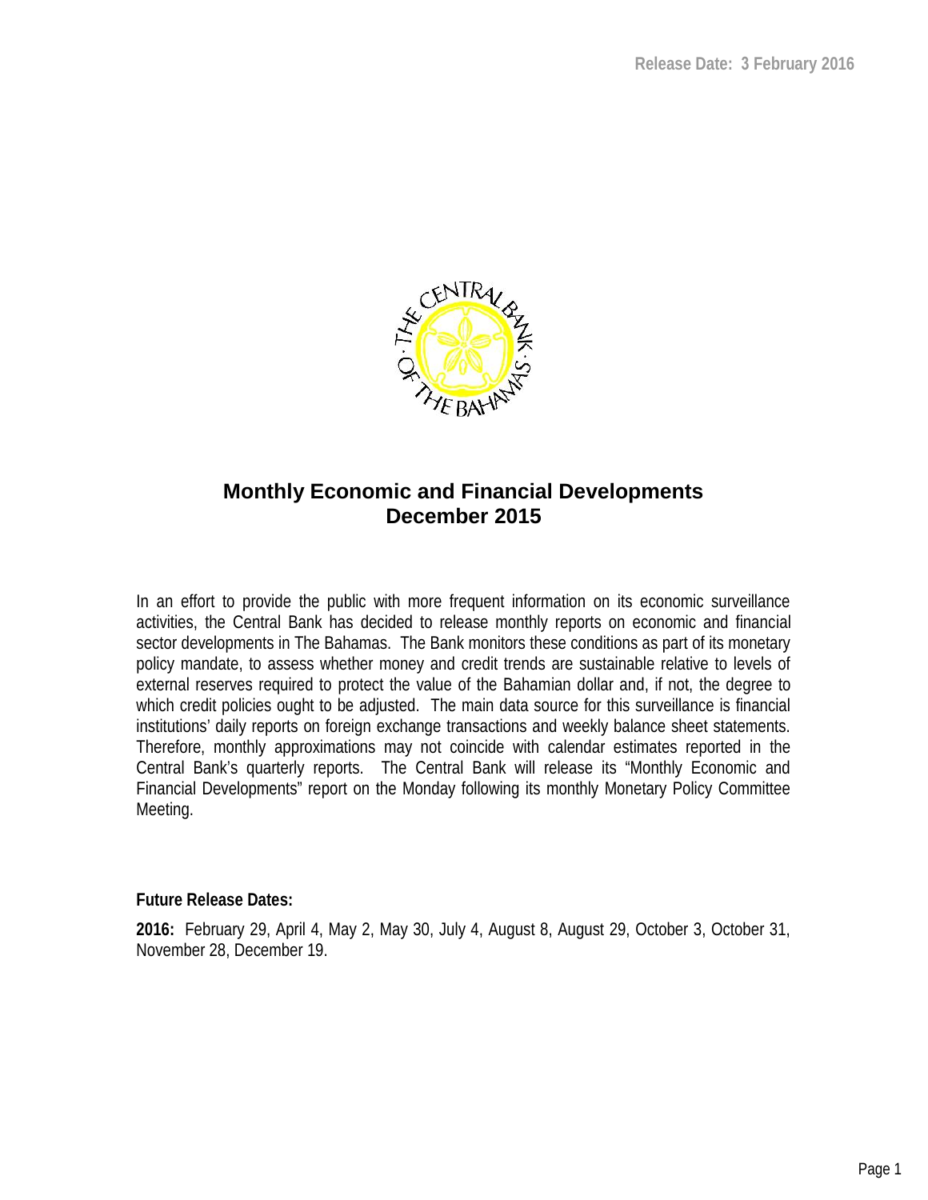Release Date: 3 February 2016

# Monthly Economic and Financial Developments December 2015

In an effort to provide the public with more frequent information on its economic surveillance activities, the Central Bank has decided to release monthly reports on economic and financial sector developments in The Bahamas. The Bank monitors these conditions as part of its monetary policy mandate, to assess whether money and credit trends are sustainable relative to levels of external reserves required to protect the value of the Bahamian dollar and, if not, the degree to which credit policies ought to be adjusted. The main data source for this surveillance is financial institutions' daily reports on foreign exchange transactions and weekly balance sheet statements. Therefore, monthly approximations may not coincide with calendar estimates reported in the Central Bank's quarterly reports. The Central Bank will release its "Monthly Economic and Financial Developments" report on the Monday following its monthly Monetary Policy Committee Meeting.

**Future Release Dates:**

**2016:** February 29, April 4, May 2, May 30, July 4, August 8, August 29, October 3, October 31, November 28, December 19.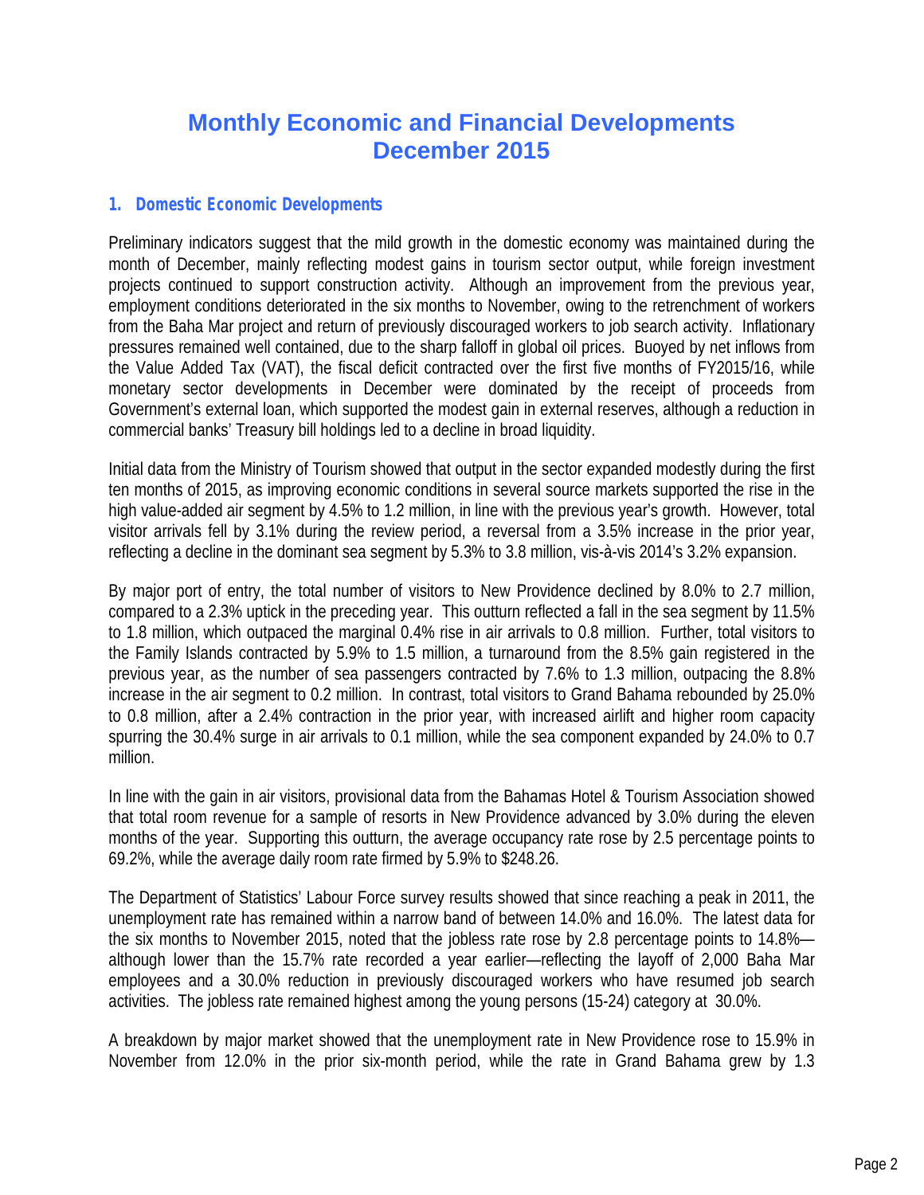# Monthly Economic and Financial Developments
# December 2015

## 1. Domestic Economic Developments

Preliminary indicators suggest that the mild growth in the domestic economy was maintained during the month of December, mainly reflecting modest gains in tourism sector output, while foreign investment projects continued to support construction activity. Although an improvement from the previous year, employment conditions deteriorated in the six months to November, owing to the retrenchment of workers from the Baha Mar project and return of previously discouraged workers to job search activity. Inflationary pressures remained well contained, due to the sharp falloff in global oil prices. Buoyed by net inflows from the Value Added Tax (VAT), the fiscal deficit contracted over the first five months of FY2015/16, while monetary sector developments in December were dominated by the receipt of proceeds from Government's external loan, which supported the modest gain in external reserves, although a reduction in commercial banks' Treasury bill holdings led to a decline in broad liquidity.

Initial data from the Ministry of Tourism showed that output in the sector expanded modestly during the first ten months of 2015, as improving economic conditions in several source markets supported the rise in the high value-added air segment by 4.5% to 1.2 million, in line with the previous year's growth. However, total visitor arrivals fell by 3.1% during the review period, a reversal from a 3.5% increase in the prior year, reflecting a decline in the dominant sea segment by 5.3% to 3.8 million, vis-à-vis 2014's 3.2% expansion.

By major port of entry, the total number of visitors to New Providence declined by 8.0% to 2.7 million, compared to a 2.3% uptick in the preceding year. This outturn reflected a fall in the sea segment by 11.5% to 1.8 million, which outpaced the marginal 0.4% rise in air arrivals to 0.8 million. Further, total visitors to the Family Islands contracted by 5.9% to 1.5 million, a turnaround from the 8.5% gain registered in the previous year, as the number of sea passengers contracted by 7.6% to 1.3 million, outpacing the 8.8% increase in the air segment to 0.2 million. In contrast, total visitors to Grand Bahama rebounded by 25.0% to 0.8 million, after a 2.4% contraction in the prior year, with increased airlift and higher room capacity spurring the 30.4% surge in air arrivals to 0.1 million, while the sea component expanded by 24.0% to 0.7 million.

In line with the gain in air visitors, provisional data from the Bahamas Hotel & Tourism Association showed that total room revenue for a sample of resorts in New Providence advanced by 3.0% during the eleven months of the year. Supporting this outturn, the average occupancy rate rose by 2.5 percentage points to 69.2%, while the average daily room rate firmed by 5.9% to $248.26.

The Department of Statistics' Labour Force survey results showed that since reaching a peak in 2011, the unemployment rate has remained within a narrow band of between 14.0% and 16.0%. The latest data for the six months to November 2015, noted that the jobless rate rose by 2.8 percentage points to 14.8%—although lower than the 15.7% rate recorded a year earlier—reflecting the layoff of 2,000 Baha Mar employees and a 30.0% reduction in previously discouraged workers who have resumed job search activities. The jobless rate remained highest among the young persons (15-24) category at 30.0%.

A breakdown by major market showed that the unemployment rate in New Providence rose to 15.9% in November from 12.0% in the prior six-month period, while the rate in Grand Bahama grew by 1.3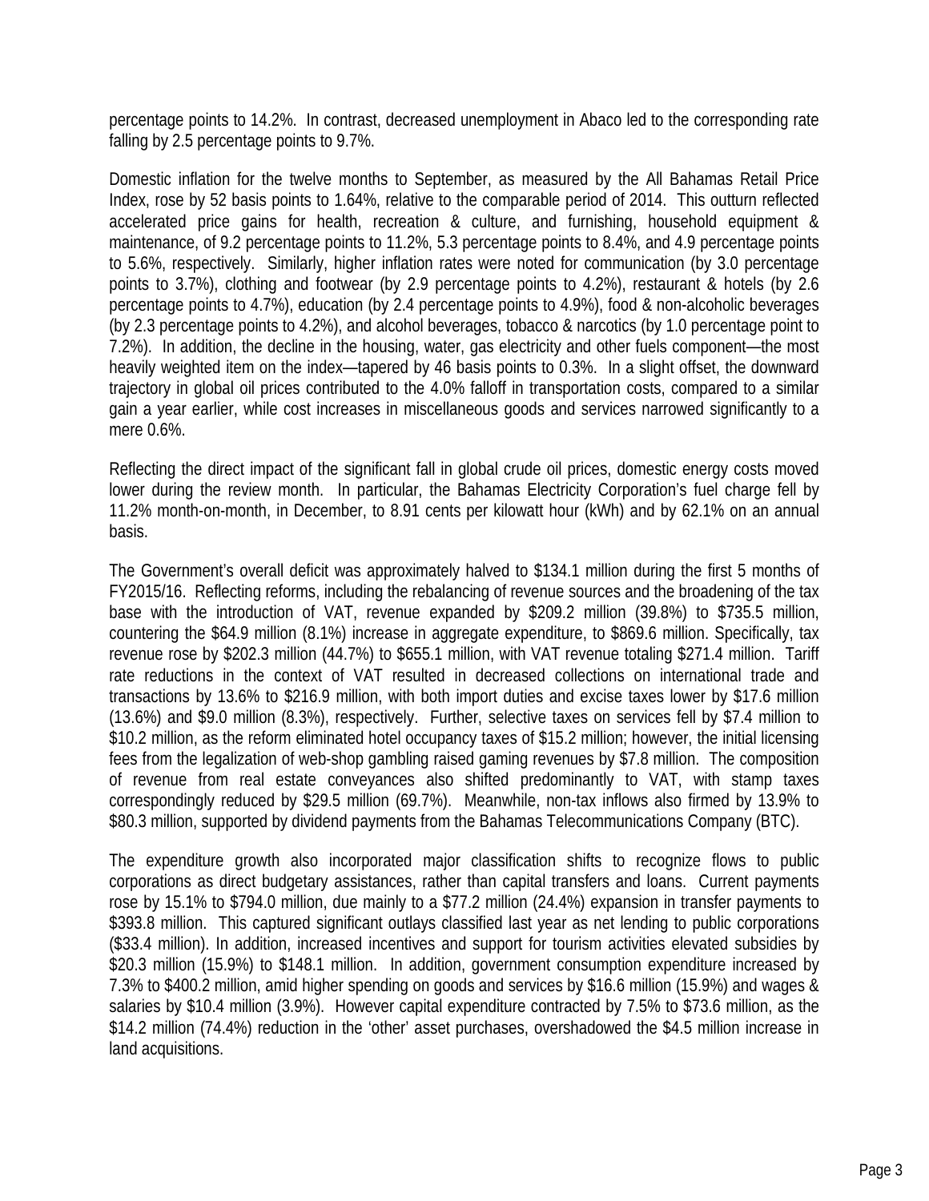percentage points to 14.2%. In contrast, decreased unemployment in Abaco led to the corresponding rate falling by 2.5 percentage points to 9.7%.

Domestic inflation for the twelve months to September, as measured by the All Bahamas Retail Price Index, rose by 52 basis points to 1.64%, relative to the comparable period of 2014. This outturn reflected accelerated price gains for health, recreation & culture, and furnishing, household equipment & maintenance, of 9.2 percentage points to 11.2%, 5.3 percentage points to 8.4%, and 4.9 percentage points to 5.6%, respectively. Similarly, higher inflation rates were noted for communication (by 3.0 percentage points to 3.7%), clothing and footwear (by 2.9 percentage points to 4.2%), restaurant & hotels (by 2.6 percentage points to 4.7%), education (by 2.4 percentage points to 4.9%), food & non-alcoholic beverages (by 2.3 percentage points to 4.2%), and alcohol beverages, tobacco & narcotics (by 1.0 percentage point to 7.2%). In addition, the decline in the housing, water, gas electricity and other fuels component—the most heavily weighted item on the index—tapered by 46 basis points to 0.3%. In a slight offset, the downward trajectory in global oil prices contributed to the 4.0% falloff in transportation costs, compared to a similar gain a year earlier, while cost increases in miscellaneous goods and services narrowed significantly to a mere 0.6%.

Reflecting the direct impact of the significant fall in global crude oil prices, domestic energy costs moved lower during the review month. In particular, the Bahamas Electricity Corporation's fuel charge fell by 11.2% month-on-month, in December, to 8.91 cents per kilowatt hour (kWh) and by 62.1% on an annual basis.

The Government's overall deficit was approximately halved to $134.1 million during the first 5 months of FY2015/16. Reflecting reforms, including the rebalancing of revenue sources and the broadening of the tax base with the introduction of VAT, revenue expanded by $209.2 million (39.8%) to $735.5 million, countering the $64.9 million (8.1%) increase in aggregate expenditure, to $869.6 million. Specifically, tax revenue rose by $202.3 million (44.7%) to $655.1 million, with VAT revenue totaling $271.4 million. Tariff rate reductions in the context of VAT resulted in decreased collections on international trade and transactions by 13.6% to $216.9 million, with both import duties and excise taxes lower by $17.6 million (13.6%) and $9.0 million (8.3%), respectively. Further, selective taxes on services fell by $7.4 million to $10.2 million, as the reform eliminated hotel occupancy taxes of $15.2 million; however, the initial licensing fees from the legalization of web-shop gambling raised gaming revenues by $7.8 million. The composition of revenue from real estate conveyances also shifted predominantly to VAT, with stamp taxes correspondingly reduced by $29.5 million (69.7%). Meanwhile, non-tax inflows also firmed by 13.9% to $80.3 million, supported by dividend payments from the Bahamas Telecommunications Company (BTC).

The expenditure growth also incorporated major classification shifts to recognize flows to public corporations as direct budgetary assistances, rather than capital transfers and loans. Current payments rose by 15.1% to $794.0 million, due mainly to a $77.2 million (24.4%) expansion in transfer payments to $393.8 million. This captured significant outlays classified last year as net lending to public corporations ($33.4 million). In addition, increased incentives and support for tourism activities elevated subsidies by $20.3 million (15.9%) to $148.1 million. In addition, government consumption expenditure increased by 7.3% to $400.2 million, amid higher spending on goods and services by $16.6 million (15.9%) and wages & salaries by $10.4 million (3.9%). However capital expenditure contracted by 7.5% to $73.6 million, as the $14.2 million (74.4%) reduction in the 'other' asset purchases, overshadowed the $4.5 million increase in land acquisitions.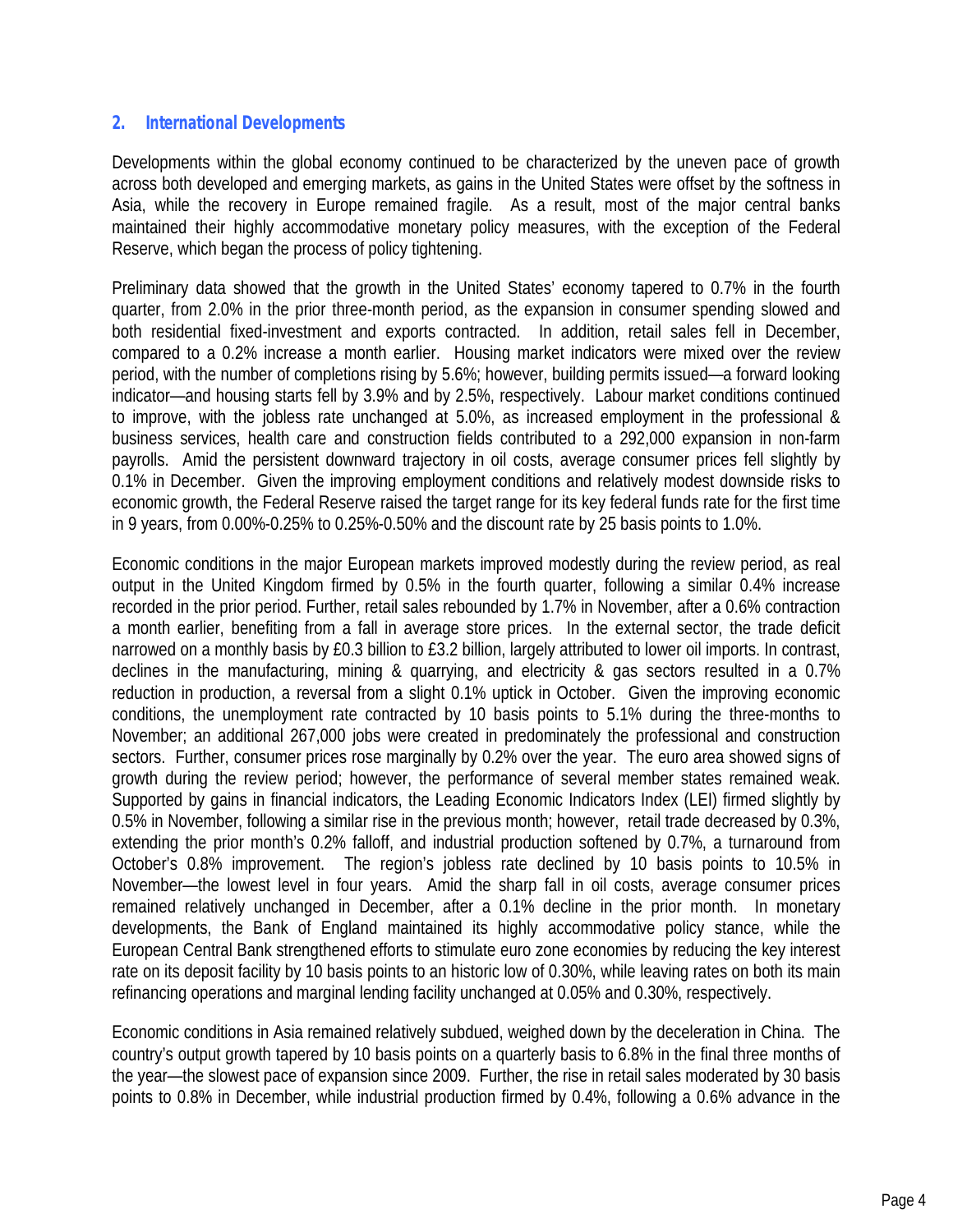## 2. International Developments

Developments within the global economy continued to be characterized by the uneven pace of growth across both developed and emerging markets, as gains in the United States were offset by the softness in Asia, while the recovery in Europe remained fragile. As a result, most of the major central banks maintained their highly accommodative monetary policy measures, with the exception of the Federal Reserve, which began the process of policy tightening.

Preliminary data showed that the growth in the United States' economy tapered to 0.7% in the fourth quarter, from 2.0% in the prior three-month period, as the expansion in consumer spending slowed and both residential fixed-investment and exports contracted. In addition, retail sales fell in December, compared to a 0.2% increase a month earlier. Housing market indicators were mixed over the review period, with the number of completions rising by 5.6%; however, building permits issued—a forward looking indicator—and housing starts fell by 3.9% and by 2.5%, respectively. Labour market conditions continued to improve, with the jobless rate unchanged at 5.0%, as increased employment in the professional & business services, health care and construction fields contributed to a 292,000 expansion in non-farm payrolls. Amid the persistent downward trajectory in oil costs, average consumer prices fell slightly by 0.1% in December. Given the improving employment conditions and relatively modest downside risks to economic growth, the Federal Reserve raised the target range for its key federal funds rate for the first time in 9 years, from 0.00%-0.25% to 0.25%-0.50% and the discount rate by 25 basis points to 1.0%.

Economic conditions in the major European markets improved modestly during the review period, as real output in the United Kingdom firmed by 0.5% in the fourth quarter, following a similar 0.4% increase recorded in the prior period. Further, retail sales rebounded by 1.7% in November, after a 0.6% contraction a month earlier, benefiting from a fall in average store prices. In the external sector, the trade deficit narrowed on a monthly basis by £0.3 billion to £3.2 billion, largely attributed to lower oil imports. In contrast, declines in the manufacturing, mining & quarrying, and electricity & gas sectors resulted in a 0.7% reduction in production, a reversal from a slight 0.1% uptick in October. Given the improving economic conditions, the unemployment rate contracted by 10 basis points to 5.1% during the three-months to November; an additional 267,000 jobs were created in predominately the professional and construction sectors. Further, consumer prices rose marginally by 0.2% over the year. The euro area showed signs of growth during the review period; however, the performance of several member states remained weak. Supported by gains in financial indicators, the Leading Economic Indicators Index (LEI) firmed slightly by 0.5% in November, following a similar rise in the previous month; however, retail trade decreased by 0.3%, extending the prior month's 0.2% falloff, and industrial production softened by 0.7%, a turnaround from October's 0.8% improvement. The region's jobless rate declined by 10 basis points to 10.5% in November—the lowest level in four years. Amid the sharp fall in oil costs, average consumer prices remained relatively unchanged in December, after a 0.1% decline in the prior month. In monetary developments, the Bank of England maintained its highly accommodative policy stance, while the European Central Bank strengthened efforts to stimulate euro zone economies by reducing the key interest rate on its deposit facility by 10 basis points to an historic low of 0.30%, while leaving rates on both its main refinancing operations and marginal lending facility unchanged at 0.05% and 0.30%, respectively.

Economic conditions in Asia remained relatively subdued, weighed down by the deceleration in China. The country's output growth tapered by 10 basis points on a quarterly basis to 6.8% in the final three months of the year—the slowest pace of expansion since 2009. Further, the rise in retail sales moderated by 30 basis points to 0.8% in December, while industrial production firmed by 0.4%, following a 0.6% advance in the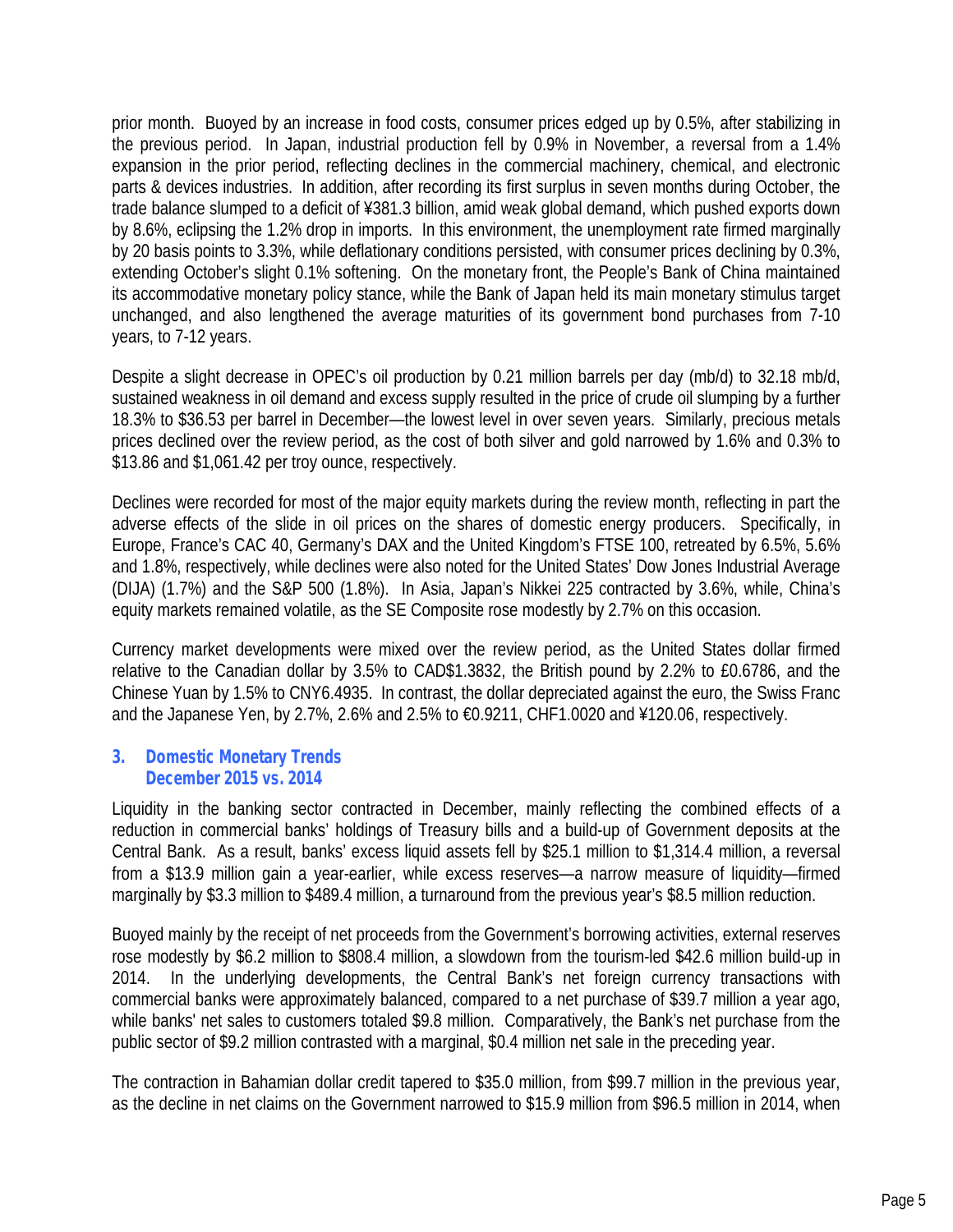prior month. Buoyed by an increase in food costs, consumer prices edged up by 0.5%, after stabilizing in the previous period. In Japan, industrial production fell by 0.9% in November, a reversal from a 1.4% expansion in the prior period, reflecting declines in the commercial machinery, chemical, and electronic parts & devices industries. In addition, after recording its first surplus in seven months during October, the trade balance slumped to a deficit of ¥381.3 billion, amid weak global demand, which pushed exports down by 8.6%, eclipsing the 1.2% drop in imports. In this environment, the unemployment rate firmed marginally by 20 basis points to 3.3%, while deflationary conditions persisted, with consumer prices declining by 0.3%, extending October's slight 0.1% softening. On the monetary front, the People's Bank of China maintained its accommodative monetary policy stance, while the Bank of Japan held its main monetary stimulus target unchanged, and also lengthened the average maturities of its government bond purchases from 7-10 years, to 7-12 years.

Despite a slight decrease in OPEC's oil production by 0.21 million barrels per day (mb/d) to 32.18 mb/d, sustained weakness in oil demand and excess supply resulted in the price of crude oil slumping by a further 18.3% to $36.53 per barrel in December—the lowest level in over seven years. Similarly, precious metals prices declined over the review period, as the cost of both silver and gold narrowed by 1.6% and 0.3% to $13.86 and $1,061.42 per troy ounce, respectively.

Declines were recorded for most of the major equity markets during the review month, reflecting in part the adverse effects of the slide in oil prices on the shares of domestic energy producers. Specifically, in Europe, France's CAC 40, Germany's DAX and the United Kingdom's FTSE 100, retreated by 6.5%, 5.6% and 1.8%, respectively, while declines were also noted for the United States' Dow Jones Industrial Average (DIJA) (1.7%) and the S&P 500 (1.8%). In Asia, Japan's Nikkei 225 contracted by 3.6%, while, China's equity markets remained volatile, as the SE Composite rose modestly by 2.7% on this occasion.

Currency market developments were mixed over the review period, as the United States dollar firmed relative to the Canadian dollar by 3.5% to CAD$1.3832, the British pound by 2.2% to £0.6786, and the Chinese Yuan by 1.5% to CNY6.4935. In contrast, the dollar depreciated against the euro, the Swiss Franc and the Japanese Yen, by 2.7%, 2.6% and 2.5% to €0.9211, CHF1.0020 and ¥120.06, respectively.

## 3. Domestic Monetary Trends December 2015 vs. 2014

Liquidity in the banking sector contracted in December, mainly reflecting the combined effects of a reduction in commercial banks' holdings of Treasury bills and a build-up of Government deposits at the Central Bank. As a result, banks' excess liquid assets fell by $25.1 million to $1,314.4 million, a reversal from a $13.9 million gain a year-earlier, while excess reserves—a narrow measure of liquidity—firmed marginally by $3.3 million to $489.4 million, a turnaround from the previous year's $8.5 million reduction.

Buoyed mainly by the receipt of net proceeds from the Government's borrowing activities, external reserves rose modestly by $6.2 million to $808.4 million, a slowdown from the tourism-led $42.6 million build-up in 2014. In the underlying developments, the Central Bank's net foreign currency transactions with commercial banks were approximately balanced, compared to a net purchase of $39.7 million a year ago, while banks' net sales to customers totaled $9.8 million. Comparatively, the Bank's net purchase from the public sector of $9.2 million contrasted with a marginal, $0.4 million net sale in the preceding year.

The contraction in Bahamian dollar credit tapered to $35.0 million, from $99.7 million in the previous year, as the decline in net claims on the Government narrowed to $15.9 million from $96.5 million in 2014, when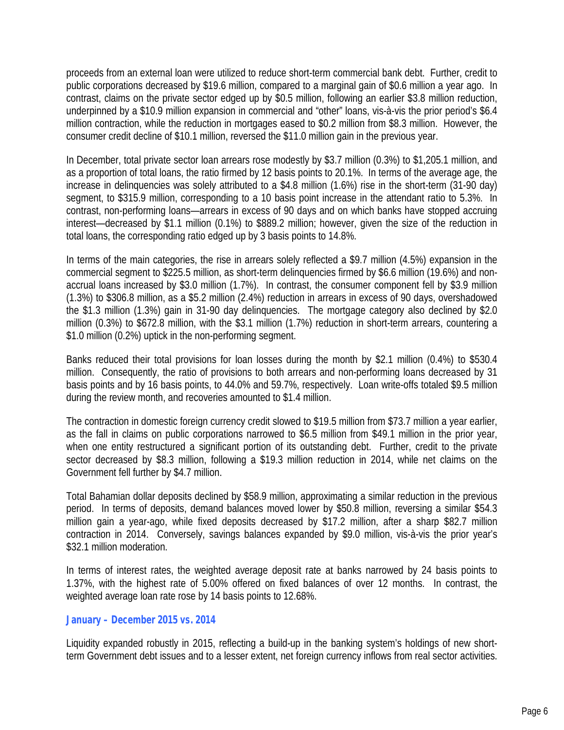proceeds from an external loan were utilized to reduce short-term commercial bank debt. Further, credit to public corporations decreased by $19.6 million, compared to a marginal gain of $0.6 million a year ago. In contrast, claims on the private sector edged up by $0.5 million, following an earlier $3.8 million reduction, underpinned by a $10.9 million expansion in commercial and "other" loans, vis-à-vis the prior period's $6.4 million contraction, while the reduction in mortgages eased to $0.2 million from $8.3 million. However, the consumer credit decline of $10.1 million, reversed the $11.0 million gain in the previous year.

In December, total private sector loan arrears rose modestly by $3.7 million (0.3%) to $1,205.1 million, and as a proportion of total loans, the ratio firmed by 12 basis points to 20.1%. In terms of the average age, the increase in delinquencies was solely attributed to a $4.8 million (1.6%) rise in the short-term (31-90 day) segment, to $315.9 million, corresponding to a 10 basis point increase in the attendant ratio to 5.3%. In contrast, non-performing loans—arrears in excess of 90 days and on which banks have stopped accruing interest—decreased by $1.1 million (0.1%) to $889.2 million; however, given the size of the reduction in total loans, the corresponding ratio edged up by 3 basis points to 14.8%.

In terms of the main categories, the rise in arrears solely reflected a $9.7 million (4.5%) expansion in the commercial segment to $225.5 million, as short-term delinquencies firmed by $6.6 million (19.6%) and non-accrual loans increased by $3.0 million (1.7%). In contrast, the consumer component fell by $3.9 million (1.3%) to $306.8 million, as a $5.2 million (2.4%) reduction in arrears in excess of 90 days, overshadowed the $1.3 million (1.3%) gain in 31-90 day delinquencies. The mortgage category also declined by $2.0 million (0.3%) to $672.8 million, with the $3.1 million (1.7%) reduction in short-term arrears, countering a $1.0 million (0.2%) uptick in the non-performing segment.

Banks reduced their total provisions for loan losses during the month by $2.1 million (0.4%) to $530.4 million. Consequently, the ratio of provisions to both arrears and non-performing loans decreased by 31 basis points and by 16 basis points, to 44.0% and 59.7%, respectively. Loan write-offs totaled $9.5 million during the review month, and recoveries amounted to $1.4 million.

The contraction in domestic foreign currency credit slowed to $19.5 million from $73.7 million a year earlier, as the fall in claims on public corporations narrowed to $6.5 million from $49.1 million in the prior year, when one entity restructured a significant portion of its outstanding debt. Further, credit to the private sector decreased by $8.3 million, following a $19.3 million reduction in 2014, while net claims on the Government fell further by $4.7 million.

Total Bahamian dollar deposits declined by $58.9 million, approximating a similar reduction in the previous period. In terms of deposits, demand balances moved lower by $50.8 million, reversing a similar $54.3 million gain a year-ago, while fixed deposits decreased by $17.2 million, after a sharp $82.7 million contraction in 2014. Conversely, savings balances expanded by $9.0 million, vis-à-vis the prior year's $32.1 million moderation.

In terms of interest rates, the weighted average deposit rate at banks narrowed by 24 basis points to 1.37%, with the highest rate of 5.00% offered on fixed balances of over 12 months. In contrast, the weighted average loan rate rose by 14 basis points to 12.68%.

### January – December 2015 vs. 2014

Liquidity expanded robustly in 2015, reflecting a build-up in the banking system's holdings of new short-term Government debt issues and to a lesser extent, net foreign currency inflows from real sector activities.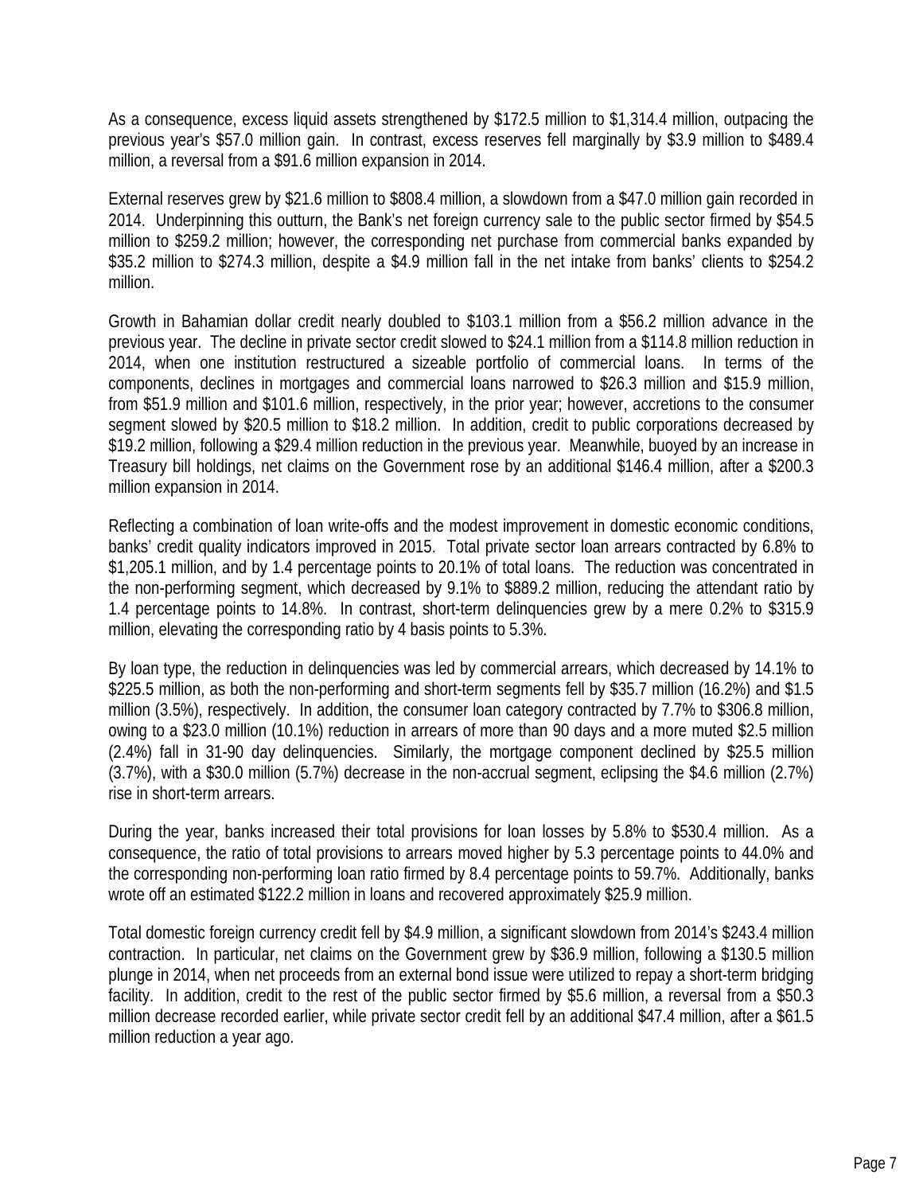As a consequence, excess liquid assets strengthened by $172.5 million to $1,314.4 million, outpacing the previous year's $57.0 million gain. In contrast, excess reserves fell marginally by $3.9 million to $489.4 million, a reversal from a $91.6 million expansion in 2014.

External reserves grew by $21.6 million to $808.4 million, a slowdown from a $47.0 million gain recorded in 2014. Underpinning this outturn, the Bank's net foreign currency sale to the public sector firmed by $54.5 million to $259.2 million; however, the corresponding net purchase from commercial banks expanded by $35.2 million to $274.3 million, despite a $4.9 million fall in the net intake from banks' clients to $254.2 million.

Growth in Bahamian dollar credit nearly doubled to $103.1 million from a $56.2 million advance in the previous year. The decline in private sector credit slowed to $24.1 million from a $114.8 million reduction in 2014, when one institution restructured a sizeable portfolio of commercial loans. In terms of the components, declines in mortgages and commercial loans narrowed to $26.3 million and $15.9 million, from $51.9 million and $101.6 million, respectively, in the prior year; however, accretions to the consumer segment slowed by $20.5 million to $18.2 million. In addition, credit to public corporations decreased by $19.2 million, following a $29.4 million reduction in the previous year. Meanwhile, buoyed by an increase in Treasury bill holdings, net claims on the Government rose by an additional $146.4 million, after a $200.3 million expansion in 2014.

Reflecting a combination of loan write-offs and the modest improvement in domestic economic conditions, banks' credit quality indicators improved in 2015. Total private sector loan arrears contracted by 6.8% to $1,205.1 million, and by 1.4 percentage points to 20.1% of total loans. The reduction was concentrated in the non-performing segment, which decreased by 9.1% to $889.2 million, reducing the attendant ratio by 1.4 percentage points to 14.8%. In contrast, short-term delinquencies grew by a mere 0.2% to $315.9 million, elevating the corresponding ratio by 4 basis points to 5.3%.

By loan type, the reduction in delinquencies was led by commercial arrears, which decreased by 14.1% to $225.5 million, as both the non-performing and short-term segments fell by $35.7 million (16.2%) and $1.5 million (3.5%), respectively. In addition, the consumer loan category contracted by 7.7% to $306.8 million, owing to a $23.0 million (10.1%) reduction in arrears of more than 90 days and a more muted $2.5 million (2.4%) fall in 31-90 day delinquencies. Similarly, the mortgage component declined by $25.5 million (3.7%), with a $30.0 million (5.7%) decrease in the non-accrual segment, eclipsing the $4.6 million (2.7%) rise in short-term arrears.

During the year, banks increased their total provisions for loan losses by 5.8% to $530.4 million. As a consequence, the ratio of total provisions to arrears moved higher by 5.3 percentage points to 44.0% and the corresponding non-performing loan ratio firmed by 8.4 percentage points to 59.7%. Additionally, banks wrote off an estimated $122.2 million in loans and recovered approximately $25.9 million.

Total domestic foreign currency credit fell by $4.9 million, a significant slowdown from 2014's $243.4 million contraction. In particular, net claims on the Government grew by $36.9 million, following a $130.5 million plunge in 2014, when net proceeds from an external bond issue were utilized to repay a short-term bridging facility. In addition, credit to the rest of the public sector firmed by $5.6 million, a reversal from a $50.3 million decrease recorded earlier, while private sector credit fell by an additional $47.4 million, after a $61.5 million reduction a year ago.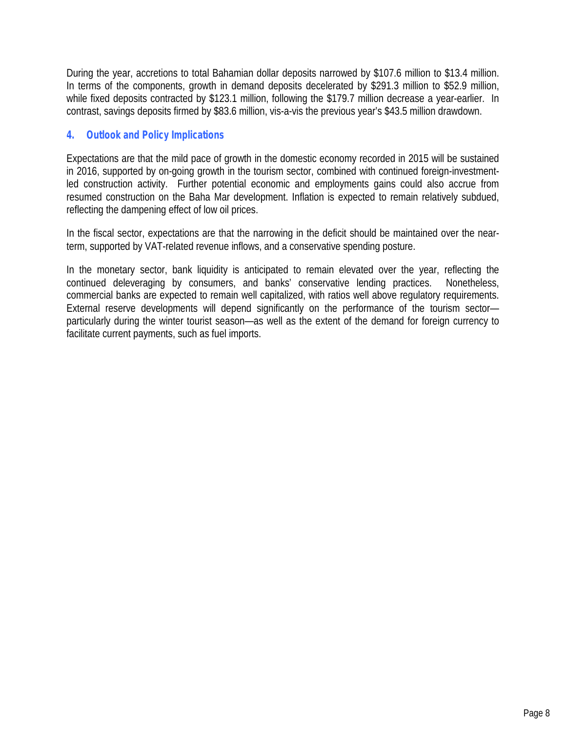During the year, accretions to total Bahamian dollar deposits narrowed by $107.6 million to $13.4 million. In terms of the components, growth in demand deposits decelerated by $291.3 million to $52.9 million, while fixed deposits contracted by $123.1 million, following the $179.7 million decrease a year-earlier. In contrast, savings deposits firmed by $83.6 million, vis-a-vis the previous year's $43.5 million drawdown.

## 4. Outlook and Policy Implications

Expectations are that the mild pace of growth in the domestic economy recorded in 2015 will be sustained in 2016, supported by on-going growth in the tourism sector, combined with continued foreign-investment-led construction activity. Further potential economic and employments gains could also accrue from resumed construction on the Baha Mar development. Inflation is expected to remain relatively subdued, reflecting the dampening effect of low oil prices.

In the fiscal sector, expectations are that the narrowing in the deficit should be maintained over the near-term, supported by VAT-related revenue inflows, and a conservative spending posture.

In the monetary sector, bank liquidity is anticipated to remain elevated over the year, reflecting the continued deleveraging by consumers, and banks' conservative lending practices. Nonetheless, commercial banks are expected to remain well capitalized, with ratios well above regulatory requirements. External reserve developments will depend significantly on the performance of the tourism sector—particularly during the winter tourist season—as well as the extent of the demand for foreign currency to facilitate current payments, such as fuel imports.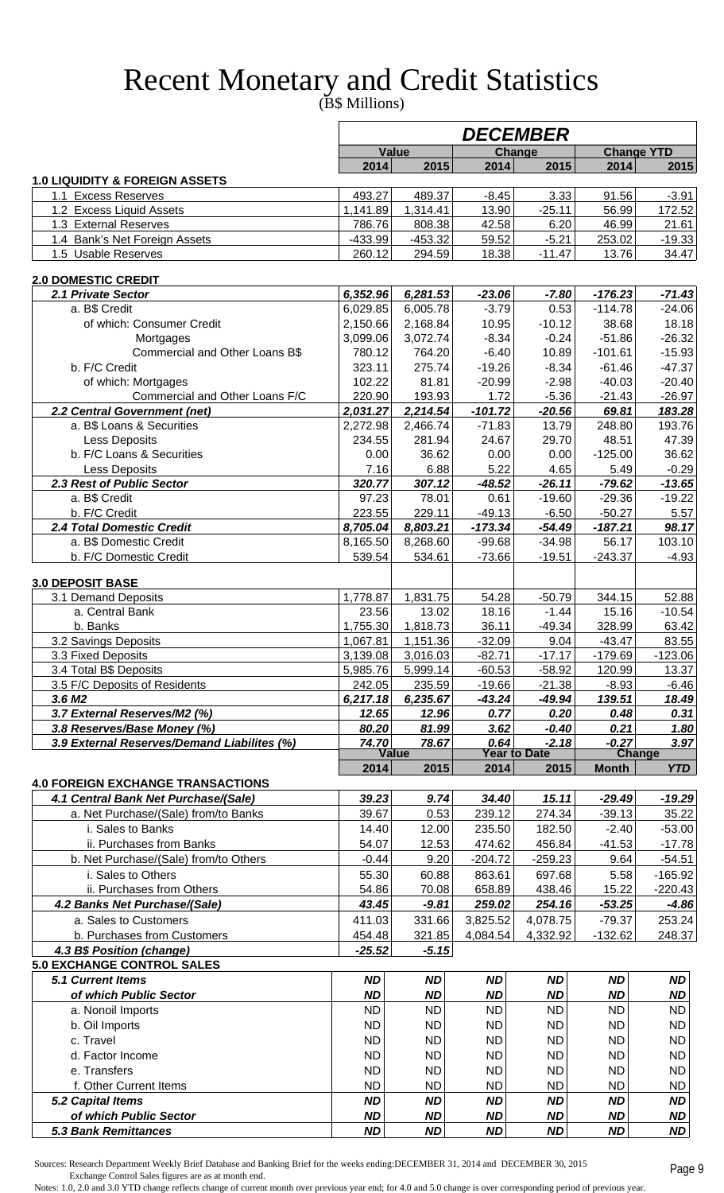# Recent Monetary and Credit Statistics

(B$ Millions)

| | DECEMBER | | | | | |
|---|---|---|---|---|---|---|
| | Value | | Change | | Change YTD | |
| | 2014 | 2015 | 2014 | 2015 | 2014 | 2015 |
| **1.0 LIQUIDITY & FOREIGN ASSETS** | | | | | | |
| 1.1 Excess Reserves | 493.27 | 489.37 | -8.45 | 3.33 | 91.56 | -3.91 |
| 1.2 Excess Liquid Assets | 1,141.89 | 1,314.41 | 13.90 | -25.11 | 56.99 | 172.52 |
| 1.3 External Reserves | 786.76 | 808.38 | 42.58 | 6.20 | 46.99 | 21.61 |
| 1.4 Bank's Net Foreign Assets | -433.99 | -453.32 | 59.52 | -5.21 | 253.02 | -19.33 |
| 1.5 Usable Reserves | 260.12 | 294.59 | 18.38 | -11.47 | 13.76 | 34.47 |
| **2.0 DOMESTIC CREDIT** | | | | | | |
| ***2.1 Private Sector*** | ***6,352.96*** | ***6,281.53*** | ***-23.06*** | ***-7.80*** | ***-176.23*** | ***-71.43*** |
| a. B$ Credit | 6,029.85 | 6,005.78 | -3.79 | 0.53 | -114.78 | -24.06 |
| of which: Consumer Credit | 2,150.66 | 2,168.84 | 10.95 | -10.12 | 38.68 | 18.18 |
| Mortgages | 3,099.06 | 3,072.74 | -8.34 | -0.24 | -51.86 | -26.32 |
| Commercial and Other Loans B$ | 780.12 | 764.20 | -6.40 | 10.89 | -101.61 | -15.93 |
| b. F/C Credit | 323.11 | 275.74 | -19.26 | -8.34 | -61.46 | -47.37 |
| of which: Mortgages | 102.22 | 81.81 | -20.99 | -2.98 | -40.03 | -20.40 |
| Commercial and Other Loans F/C | 220.90 | 193.93 | 1.72 | -5.36 | -21.43 | -26.97 |
| ***2.2 Central Government (net)*** | ***2,031.27*** | ***2,214.54*** | ***-101.72*** | ***-20.56*** | ***69.81*** | ***183.28*** |
| a. B$ Loans & Securities | 2,272.98 | 2,466.74 | -71.83 | 13.79 | 248.80 | 193.76 |
| Less Deposits | 234.55 | 281.94 | 24.67 | 29.70 | 48.51 | 47.39 |
| b. F/C Loans & Securities | 0.00 | 36.62 | 0.00 | 0.00 | -125.00 | 36.62 |
| Less Deposits | 7.16 | 6.88 | 5.22 | 4.65 | 5.49 | -0.29 |
| ***2.3 Rest of Public Sector*** | ***320.77*** | ***307.12*** | ***-48.52*** | ***-26.11*** | ***-79.62*** | ***-13.65*** |
| a. B$ Credit | 97.23 | 78.01 | 0.61 | -19.60 | -29.36 | -19.22 |
| b. F/C Credit | 223.55 | 229.11 | -49.13 | -6.50 | -50.27 | 5.57 |
| ***2.4 Total Domestic Credit*** | ***8,705.04*** | ***8,803.21*** | ***-173.34*** | ***-54.49*** | ***-187.21*** | ***98.17*** |
| a. B$ Domestic Credit | 8,165.50 | 8,268.60 | -99.68 | -34.98 | 56.17 | 103.10 |
| b. F/C Domestic Credit | 539.54 | 534.61 | -73.66 | -19.51 | -243.37 | -4.93 |
| **3.0 DEPOSIT BASE** | | | | | | |
| 3.1 Demand Deposits | 1,778.87 | 1,831.75 | 54.28 | -50.79 | 344.15 | 52.88 |
| a. Central Bank | 23.56 | 13.02 | 18.16 | -1.44 | 15.16 | -10.54 |
| b. Banks | 1,755.30 | 1,818.73 | 36.11 | -49.34 | 328.99 | 63.42 |
| 3.2 Savings Deposits | 1,067.81 | 1,151.36 | -32.09 | 9.04 | -43.47 | 83.55 |
| 3.3 Fixed Deposits | 3,139.08 | 3,016.03 | -82.71 | -17.17 | -179.69 | -123.06 |
| 3.4 Total B$ Deposits | 5,985.76 | 5,999.14 | -60.53 | -58.92 | 120.99 | 13.37 |
| 3.5 F/C Deposits of Residents | 242.05 | 235.59 | -19.66 | -21.38 | -8.93 | -6.46 |
| ***3.6 M2*** | ***6,217.18*** | ***6,235.67*** | ***-43.24*** | ***-49.94*** | ***139.51*** | ***18.49*** |
| ***3.7 External Reserves/M2 (%)*** | ***12.65*** | ***12.96*** | ***0.77*** | ***0.20*** | ***0.48*** | ***0.31*** |
| ***3.8 Reserves/Base Money (%)*** | ***80.20*** | ***81.99*** | ***3.62*** | ***-0.40*** | ***0.21*** | ***1.80*** |
| ***3.9 External Reserves/Demand Liabilites (%)*** | ***74.70*** | ***78.67*** | ***0.64*** | ***-2.18*** | ***-0.27*** | ***3.97*** |
| | **Value** | | **Year to Date** | | **Change** | |
| | **2014** | **2015** | **2014** | **2015** | ***Month*** | ***YTD*** |
| **4.0 FOREIGN EXCHANGE TRANSACTIONS** | | | | | | |
| ***4.1 Central Bank Net Purchase/(Sale)*** | ***39.23*** | ***9.74*** | ***34.40*** | ***15.11*** | ***-29.49*** | ***-19.29*** |
| a. Net Purchase/(Sale) from/to Banks | 39.67 | 0.53 | 239.12 | 274.34 | -39.13 | 35.22 |
| i. Sales to Banks | 14.40 | 12.00 | 235.50 | 182.50 | -2.40 | -53.00 |
| ii. Purchases from Banks | 54.07 | 12.53 | 474.62 | 456.84 | -41.53 | -17.78 |
| b. Net Purchase/(Sale) from/to Others | -0.44 | 9.20 | -204.72 | -259.23 | 9.64 | -54.51 |
| i. Sales to Others | 55.30 | 60.88 | 863.61 | 697.68 | 5.58 | -165.92 |
| ii. Purchases from Others | 54.86 | 70.08 | 658.89 | 438.46 | 15.22 | -220.43 |
| ***4.2 Banks Net Purchase/(Sale)*** | ***43.45*** | ***-9.81*** | ***259.02*** | ***254.16*** | ***-53.25*** | ***-4.86*** |
| a. Sales to Customers | 411.03 | 331.66 | 3,825.52 | 4,078.75 | -79.37 | 253.24 |
| b. Purchases from Customers | 454.48 | 321.85 | 4,084.54 | 4,332.92 | -132.62 | 248.37 |
| ***4.3 B$ Position (change)*** | ***-25.52*** | ***-5.15*** | | | | |
| **5.0 EXCHANGE CONTROL SALES** | | | | | | |
| ***5.1 Current Items*** | ***ND*** | ***ND*** | ***ND*** | ***ND*** | ***ND*** | ***ND*** |
| ***of which Public Sector*** | ***ND*** | ***ND*** | ***ND*** | ***ND*** | ***ND*** | ***ND*** |
| a. Nonoil Imports | ND | ND | ND | ND | ND | ND |
| b. Oil Imports | ND | ND | ND | ND | ND | ND |
| c. Travel | ND | ND | ND | ND | ND | ND |
| d. Factor Income | ND | ND | ND | ND | ND | ND |
| e. Transfers | ND | ND | ND | ND | ND | ND |
| f. Other Current Items | ND | ND | ND | ND | ND | ND |
| ***5.2 Capital Items*** | ***ND*** | ***ND*** | ***ND*** | ***ND*** | ***ND*** | ***ND*** |
| ***of which Public Sector*** | ***ND*** | ***ND*** | ***ND*** | ***ND*** | ***ND*** | ***ND*** |
| ***5.3 Bank Remittances*** | ***ND*** | ***ND*** | ***ND*** | ***ND*** | ***ND*** | ***ND*** |

Sources: Research Department Weekly Brief Database and Banking Brief for the weeks ending:DECEMBER 31, 2014 and DECEMBER 30, 2015
Exchange Control Sales figures are as at month end.

Notes: 1.0, 2.0 and 3.0 YTD change reflects change of current month over previous year end; for 4.0 and 5.0 change is over corresponding period of previous year.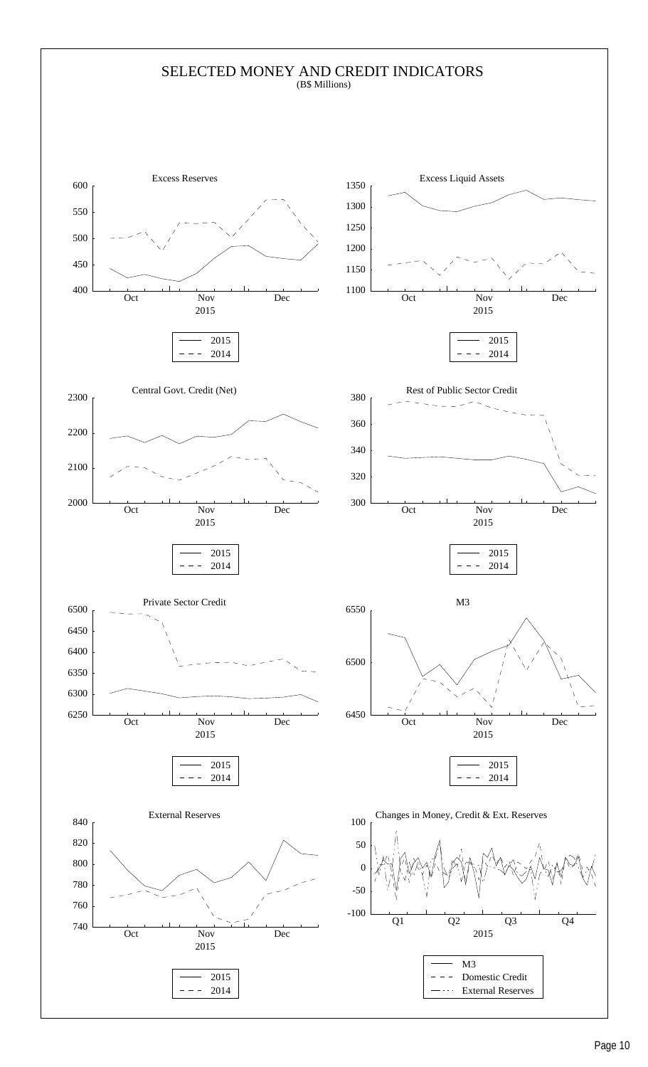# SELECTED MONEY AND CREDIT INDICATORS

(B$ Millions)

Excess Reserves

600, 550, 500, 450, 400

Oct, Nov, Dec, 2015

— 2015
- - - 2014

Excess Liquid Assets

1350, 1300, 1250, 1200, 1150, 1100

Oct, Nov, Dec, 2015

— 2015
- - - 2014

Central Govt. Credit (Net)

2300, 2200, 2100, 2000

Oct, Nov, Dec, 2015

— 2015
- - - 2014

Rest of Public Sector Credit

380, 360, 340, 320, 300

Oct, Nov, Dec, 2015

— 2015
- - - 2014

Private Sector Credit

6500, 6450, 6400, 6350, 6300, 6250

Oct, Nov, Dec, 2015

— 2015
- - - 2014

M3

6550, 6500, 6450

Oct, Nov, Dec, 2015

— 2015
- - - 2014

External Reserves

840, 820, 800, 780, 760, 740

Oct, Nov, Dec, 2015

— 2015
- - - 2014

Changes in Money, Credit & Ext. Reserves

100, 50, 0, -50, -100

Q1, Q2, Q3, Q4, 2015

— M3
- - - Domestic Credit
—··· External Reserves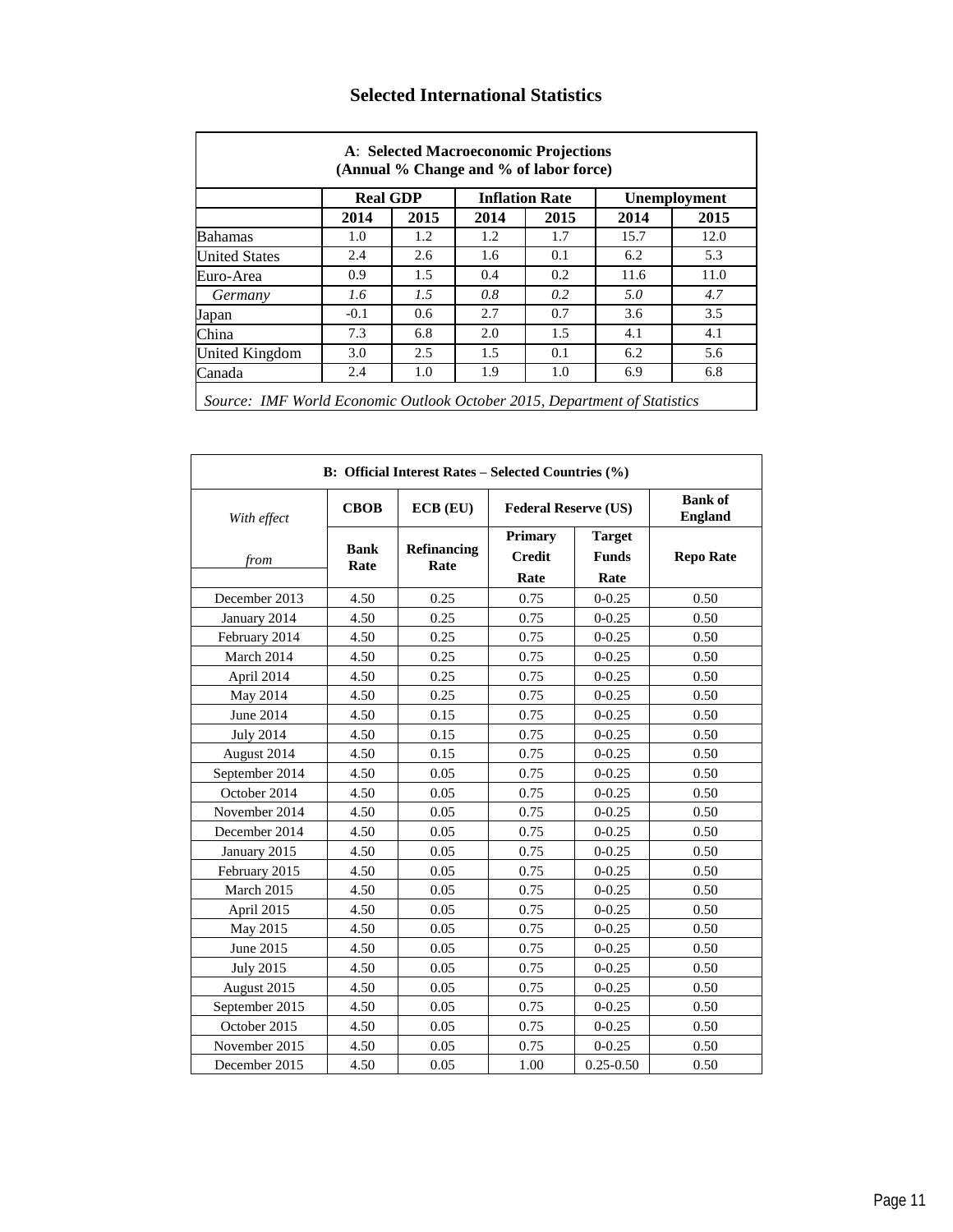# Selected International Statistics

| A: Selected Macroeconomic Projections (Annual % Change and % of labor force) | | | | | | |
|---|---|---|---|---|---|---|
| | Real GDP | | Inflation Rate | | Unemployment | |
| | 2014 | 2015 | 2014 | 2015 | 2014 | 2015 |
| Bahamas | 1.0 | 1.2 | 1.2 | 1.7 | 15.7 | 12.0 |
| United States | 2.4 | 2.6 | 1.6 | 0.1 | 6.2 | 5.3 |
| Euro-Area | 0.9 | 1.5 | 0.4 | 0.2 | 11.6 | 11.0 |
| *Germany* | *1.6* | *1.5* | *0.8* | *0.2* | *5.0* | *4.7* |
| Japan | -0.1 | 0.6 | 2.7 | 0.7 | 3.6 | 3.5 |
| China | 7.3 | 6.8 | 2.0 | 1.5 | 4.1 | 4.1 |
| United Kingdom | 3.0 | 2.5 | 1.5 | 0.1 | 6.2 | 5.6 |
| Canada | 2.4 | 1.0 | 1.9 | 1.0 | 6.9 | 6.8 |

*Source: IMF World Economic Outlook October 2015, Department of Statistics*

| B: Official Interest Rates – Selected Countries (%) | | | | | |
|---|---|---|---|---|---|
| *With effect* | CBOB | ECB (EU) | Federal Reserve (US) | | Bank of England |
| *from* | Bank Rate | Refinancing Rate | Primary Credit Rate | Target Funds Rate | Repo Rate |
| December 2013 | 4.50 | 0.25 | 0.75 | 0-0.25 | 0.50 |
| January 2014 | 4.50 | 0.25 | 0.75 | 0-0.25 | 0.50 |
| February 2014 | 4.50 | 0.25 | 0.75 | 0-0.25 | 0.50 |
| March 2014 | 4.50 | 0.25 | 0.75 | 0-0.25 | 0.50 |
| April 2014 | 4.50 | 0.25 | 0.75 | 0-0.25 | 0.50 |
| May 2014 | 4.50 | 0.25 | 0.75 | 0-0.25 | 0.50 |
| June 2014 | 4.50 | 0.15 | 0.75 | 0-0.25 | 0.50 |
| July 2014 | 4.50 | 0.15 | 0.75 | 0-0.25 | 0.50 |
| August 2014 | 4.50 | 0.15 | 0.75 | 0-0.25 | 0.50 |
| September 2014 | 4.50 | 0.05 | 0.75 | 0-0.25 | 0.50 |
| October 2014 | 4.50 | 0.05 | 0.75 | 0-0.25 | 0.50 |
| November 2014 | 4.50 | 0.05 | 0.75 | 0-0.25 | 0.50 |
| December 2014 | 4.50 | 0.05 | 0.75 | 0-0.25 | 0.50 |
| January 2015 | 4.50 | 0.05 | 0.75 | 0-0.25 | 0.50 |
| February 2015 | 4.50 | 0.05 | 0.75 | 0-0.25 | 0.50 |
| March 2015 | 4.50 | 0.05 | 0.75 | 0-0.25 | 0.50 |
| April 2015 | 4.50 | 0.05 | 0.75 | 0-0.25 | 0.50 |
| May 2015 | 4.50 | 0.05 | 0.75 | 0-0.25 | 0.50 |
| June 2015 | 4.50 | 0.05 | 0.75 | 0-0.25 | 0.50 |
| July 2015 | 4.50 | 0.05 | 0.75 | 0-0.25 | 0.50 |
| August 2015 | 4.50 | 0.05 | 0.75 | 0-0.25 | 0.50 |
| September 2015 | 4.50 | 0.05 | 0.75 | 0-0.25 | 0.50 |
| October 2015 | 4.50 | 0.05 | 0.75 | 0-0.25 | 0.50 |
| November 2015 | 4.50 | 0.05 | 0.75 | 0-0.25 | 0.50 |
| December 2015 | 4.50 | 0.05 | 1.00 | 0.25-0.50 | 0.50 |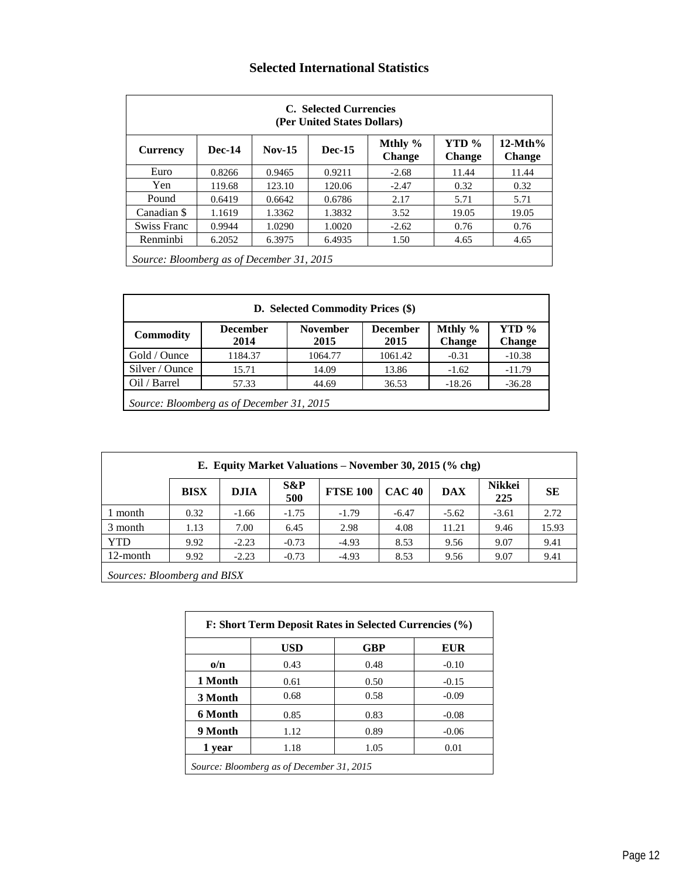# Selected International Statistics

| C. Selected Currencies (Per United States Dollars) | | | | | | |
|---|---|---|---|---|---|---|
| **Currency** | **Dec-14** | **Nov-15** | **Dec-15** | **Mthly % Change** | **YTD % Change** | **12-Mth% Change** |
| Euro | 0.8266 | 0.9465 | 0.9211 | -2.68 | 11.44 | 11.44 |
| Yen | 119.68 | 123.10 | 120.06 | -2.47 | 0.32 | 0.32 |
| Pound | 0.6419 | 0.6642 | 0.6786 | 2.17 | 5.71 | 5.71 |
| Canadian $ | 1.1619 | 1.3362 | 1.3832 | 3.52 | 19.05 | 19.05 |
| Swiss Franc | 0.9944 | 1.0290 | 1.0020 | -2.62 | 0.76 | 0.76 |
| Renminbi | 6.2052 | 6.3975 | 6.4935 | 1.50 | 4.65 | 4.65 |

*Source: Bloomberg as of December 31, 2015*

| D. Selected Commodity Prices ($) | | | | | |
|---|---|---|---|---|---|
| **Commodity** | **December 2014** | **November 2015** | **December 2015** | **Mthly % Change** | **YTD % Change** |
| Gold / Ounce | 1184.37 | 1064.77 | 1061.42 | -0.31 | -10.38 |
| Silver / Ounce | 15.71 | 14.09 | 13.86 | -1.62 | -11.79 |
| Oil / Barrel | 57.33 | 44.69 | 36.53 | -18.26 | -36.28 |

*Source: Bloomberg as of December 31, 2015*

| E. Equity Market Valuations – November 30, 2015 (% chg) | | | | | | | | |
|---|---|---|---|---|---|---|---|---|
| | **BISX** | **DJIA** | **S&P 500** | **FTSE 100** | **CAC 40** | **DAX** | **Nikkei 225** | **SE** |
| 1 month | 0.32 | -1.66 | -1.75 | -1.79 | -6.47 | -5.62 | -3.61 | 2.72 |
| 3 month | 1.13 | 7.00 | 6.45 | 2.98 | 4.08 | 11.21 | 9.46 | 15.93 |
| YTD | 9.92 | -2.23 | -0.73 | -4.93 | 8.53 | 9.56 | 9.07 | 9.41 |
| 12-month | 9.92 | -2.23 | -0.73 | -4.93 | 8.53 | 9.56 | 9.07 | 9.41 |

*Sources: Bloomberg and BISX*

| F: Short Term Deposit Rates in Selected Currencies (%) | | | |
|---|---|---|---|
| | **USD** | **GBP** | **EUR** |
| **o/n** | 0.43 | 0.48 | -0.10 |
| **1 Month** | 0.61 | 0.50 | -0.15 |
| **3 Month** | 0.68 | 0.58 | -0.09 |
| **6 Month** | 0.85 | 0.83 | -0.08 |
| **9 Month** | 1.12 | 0.89 | -0.06 |
| **1 year** | 1.18 | 1.05 | 0.01 |

*Source: Bloomberg as of December 31, 2015*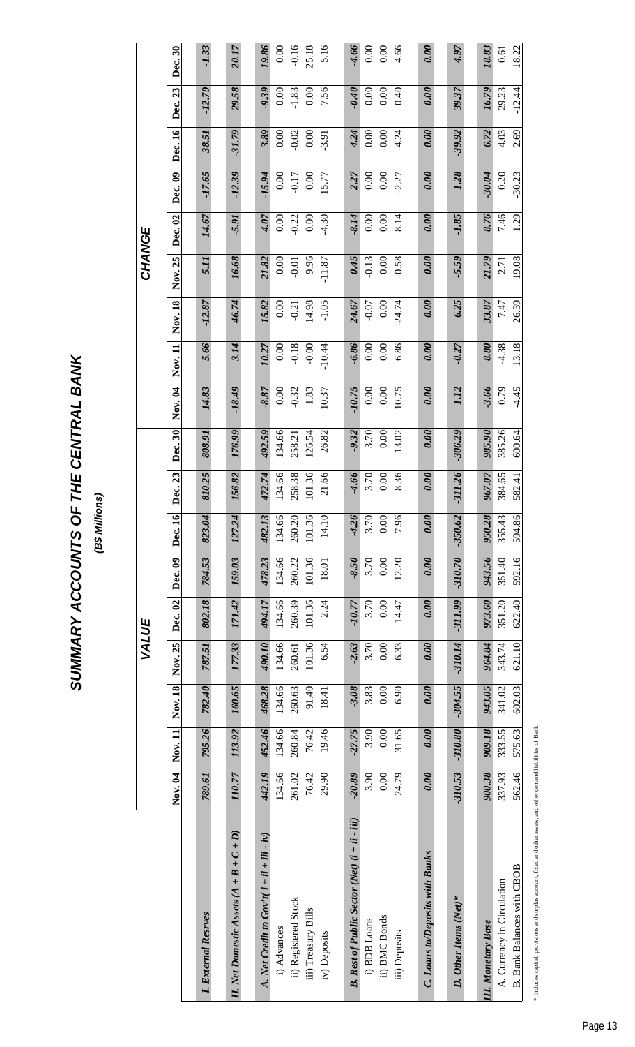# SUMMARY ACCOUNTS OF THE CENTRAL BANK

*(B$ Millions)*

| | VALUE | | | | | | | | CHANGE | | | | | | | |
|---|---|---|---|---|---|---|---|---|---|---|---|---|---|---|---|---|
| | Nov. 04 | Nov. 11 | Nov. 18 | Nov. 25 | Dec. 02 | Dec. 09 | Dec. 16 | Dec. 23 | Dec. 30 | Nov. 04 | Nov. 11 | Nov. 18 | Nov. 25 | Dec. 02 | Dec. 09 | Dec. 16 | Dec. 23 | Dec. 30 |
| ***I. External Resrves*** | *789.61* | *795.26* | *782.40* | *787.51* | *802.18* | *784.53* | *823.04* | *810.25* | *808.91* | *14.83* | *5.66* | *-12.87* | *5.11* | *14.67* | *-17.65* | *38.51* | *-12.79* | *-1.33* |
| ***II. Net Domestic Assets (A + B + C + D)*** | *110.77* | *113.92* | *160.65* | *177.33* | *171.42* | *159.03* | *127.24* | *156.82* | *176.99* | *-18.49* | *3.14* | *46.74* | *16.68* | *-5.91* | *-12.39* | *-31.79* | *29.58* | *20.17* |
| ***A. Net Credit to Gov't( i + ii + iii - iv)*** | *442.19* | *452.46* | *468.28* | *490.10* | *494.17* | *478.23* | *482.13* | *472.74* | *492.59* | *-8.87* | *10.27* | *15.82* | *21.82* | *4.07* | *-15.94* | *3.89* | *-9.39* | *19.86* |
| i) Advances | 134.66 | 134.66 | 134.66 | 134.66 | 134.66 | 134.66 | 134.66 | 134.66 | 134.66 | 0.00 | 0.00 | 0.00 | 0.00 | 0.00 | 0.00 | 0.00 | 0.00 | 0.00 |
| ii) Registered Stock | 261.02 | 260.84 | 260.63 | 260.61 | 260.39 | 260.22 | 260.20 | 258.38 | 258.21 | -0.32 | -0.18 | -0.21 | -0.01 | -0.22 | -0.17 | -0.02 | -1.83 | -0.16 |
| iii) Treasury Bills | 76.42 | 76.42 | 91.40 | 101.36 | 101.36 | 101.36 | 101.36 | 101.36 | 126.54 | 1.83 | -0.00 | 14.98 | 9.96 | 0.00 | 0.00 | 0.00 | 0.00 | 25.18 |
| iv) Deposits | 29.90 | 19.46 | 18.41 | 6.54 | 2.24 | 18.01 | 14.10 | 21.66 | 26.82 | 10.37 | -10.44 | -1.05 | -11.87 | -4.30 | 15.77 | -3.91 | 7.56 | 5.16 |
| ***B. Rest of Public Sector (Net) (i + ii - iii)*** | *-20.89* | *-27.75* | *-3.08* | *-2.63* | *-10.77* | *-8.50* | *-4.26* | *-4.66* | *-9.32* | *-10.75* | *-6.86* | *24.67* | *0.45* | *-8.14* | *2.27* | *4.24* | *-0.40* | *-4.66* |
| i) BDB Loans | 3.90 | 3.90 | 3.83 | 3.70 | 3.70 | 3.70 | 3.70 | 3.70 | 3.70 | 0.00 | 0.00 | -0.07 | -0.13 | 0.00 | 0.00 | 0.00 | 0.00 | 0.00 |
| ii) BMC Bonds | 0.00 | 0.00 | 0.00 | 0.00 | 0.00 | 0.00 | 0.00 | 0.00 | 0.00 | 0.00 | 0.00 | 0.00 | 0.00 | 0.00 | 0.00 | 0.00 | 0.00 | 0.00 |
| iii) Deposits | 24.79 | 31.65 | 6.90 | 6.33 | 14.47 | 12.20 | 7.96 | 8.36 | 13.02 | 10.75 | 6.86 | -24.74 | -0.58 | 8.14 | -2.27 | -4.24 | 0.40 | 4.66 |
| ***C. Loans to/Deposits with Banks*** | *0.00* | *0.00* | *0.00* | *0.00* | *0.00* | *0.00* | *0.00* | *0.00* | *0.00* | *0.00* | *0.00* | *0.00* | *0.00* | *0.00* | *0.00* | *0.00* | *0.00* | *0.00* |
| ***D. Other Items (Net)**** | *-310.53* | *-310.80* | *-304.55* | *-310.14* | *-311.99* | *-310.70* | *-350.62* | *-311.26* | *-306.29* | *1.12* | *-0.27* | *6.25* | *-5.59* | *-1.85* | *1.28* | *-39.92* | *39.37* | *4.97* |
| ***III. Monetary Base*** | *900.38* | *909.18* | *943.05* | *964.84* | *973.60* | *943.56* | *950.28* | *967.07* | *985.90* | *-3.66* | *8.80* | *33.87* | *21.79* | *8.76* | *-30.04* | *6.72* | *16.79* | *18.83* |
| A. Currency in Circulation | 337.93 | 333.55 | 341.02 | 343.74 | 351.20 | 351.40 | 355.43 | 384.65 | 385.26 | 0.79 | -4.38 | 7.47 | 2.71 | 7.46 | 0.20 | 4.03 | 29.23 | 0.61 |
| B. Bank Balances with CBOB | 562.46 | 575.63 | 602.03 | 621.10 | 622.40 | 592.16 | 594.86 | 582.41 | 600.64 | -4.45 | 13.18 | 26.39 | 19.08 | 1.29 | -30.23 | 2.69 | -12.44 | 18.22 |

\* Includes capital, provisions and surplus account, fixed and other assets, and other demand liabilities of Bank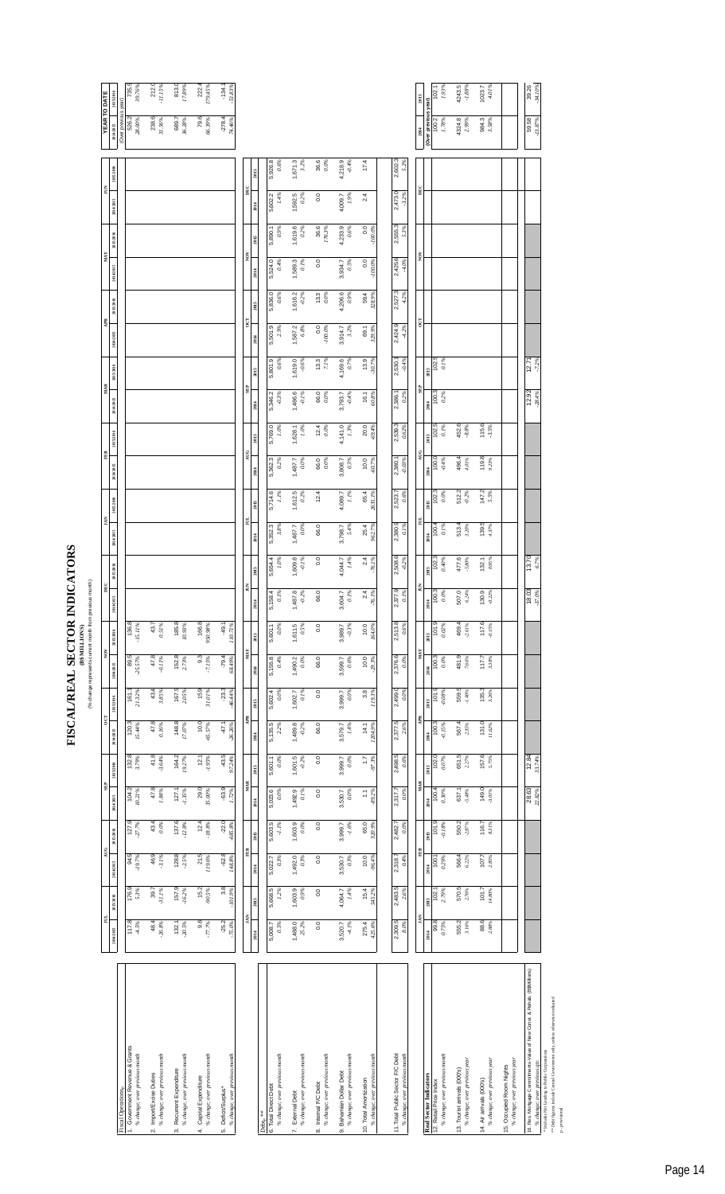# FISCAL/REAL SECTOR INDICATORS

**(B$ MILLIONS)**

(% change represents current month from previous month)

| Fiscal Operations | JUL | | AUG | | SEP | | OCT | | NOV | | DEC | | JAN | | FEB | | MAR | | APR | | MAY | | JUN | | YEAR TO DATE | |
|---|---|---|---|---|---|---|---|---|---|---|---|---|---|---|---|---|---|---|---|---|---|---|---|---|---|---|
| | 2014/2015 | 2015/2016 | 2014/2015 | 2015/2016 | 2014/2015 | 2015/2016 | 2014/2015 | 2015/2016 | 2014/2015 | 2015/2016 | 2014/2015 | 2015/2016 | 2014/2015 | 2015/2016 | 2014/2015 | 2015/2016 | 2014/2015 | 2015/2016 | 2014/2015 | 2015/2016 | 2014/2015 | 2015/2016 | 2014/2015 | 2015/2016 | 2014/2015 | 2015/2016 |
| | | | | | | | | | | | | | | | | | | | | | | | | | (Over previous year) | |
| 1. Government Revenue & Grants | 117.8 | 176.9 | 94.5 | 127.9 | 104.2 | 132.8 | 120.3 | 161.1 | 89.5 | 136.8 | | | | | | | | | | | | | | | 526.2 | 735.5 |
| *% change; over previous month* | *-4.3%* | *5.1%* | *-19.7%* | *-27.7%* | *10.21%* | *3.79%* | *15.44%* | *21.32%* | *-25.57%* | *-15.11%* | | | | | | | | | | | | | | | *28.00%* | *39.76%* |
| 2. Import/Excise Duties | 48.4 | 39.7 | 46.9 | 43.4 | 47.8 | 41.8 | 47.8 | 43.4 | 47.8 | 43.7 | | | | | | | | | | | | | | | 238.6 | 212.0 |
| *% change; over previous month* | *-26.8%* | *-31.1%* | *-3.1%* | *0.0%* | *1.84%* | *-3.64%* | *0.16%* | *3.85%* | *-0.11%* | *0.51%* | | | | | | | | | | | | | | | *31.56%* | *-11.15%* |
| 3. Recurrent Expenditure | 132.1 | 157.9 | 128.8 | 137.6 | 127.1 | 164.2 | 148.8 | 167.5 | 152.8 | 185.8 | | | | | | | | | | | | | | | 689.7 | 813.0 |
| *% change; over previous month* | *-20.3%* | *-16.2%* | *-2.5%* | *-12.8%* | *-1.35%* | *19.27%* | *17.07%* | *2.05%* | *2.73%* | *10.89%* | | | | | | | | | | | | | | | *36.26%* | *17.89%* |
| 4. Capital Expenditure | 9.8 | 15.2 | 21.5 | 12.4 | 29.0 | 12.1 | 10.0 | 15.9 | 9.3 | 166.8 | | | | | | | | | | | | | | | 79.6 | 222.4 |
| *% change; over previous month* | *-77.7%* | *-90.5%* | *119.6%* | *-18.8%* | *35.00%* | *-1.95%* | *-65.57%* | *31.01%* | *-7.13%* | *950.98%* | | | | | | | | | | | | | | | *66.39%* | *179.45%* |
| 5. Deficit/Surplus* | -25.2 | 3.8 | -62.8 | -22.0 | -63.9 | -43.5 | -47.1 | -23.3 | -79.4 | -49.1 | | | | | | | | | | | | | | | -278.4 | -134.1 |
| *% change; over previous month* | *-75.0%* | *-101.9%* | *148.8%* | *-685.8%* | *1.72%* | *97.24%* | *-26.26%* | *-46.44%* | *68.49%* | *110.71%* | | | | | | | | | | | | | | | *74.46%* | *-51.83%* |

| Debt *** | JAN | | FEB | | MAR | | APR | | MAY | | JUN | | JUL | | AUG | | SEP | | OCT | | NOV | | DEC | |
|---|---|---|---|---|---|---|---|---|---|---|---|---|---|---|---|---|---|---|---|---|---|---|---|---|
| | 2014 | 2015 | 2014 | 2015 | 2014 | 2015 | 2014 | 2015 | 2014 | 2015 | 2014 | 2015 | 2014 | 2015 | 2014 | 2015 | 2014 | 2015 | 2014 | 2015 | 2014 | 2015 | 2014 | 2015 |
| 6. Total Direct Debt | 5,008.7 | 5,668.5 | 5,022.7 | 5,603.5 | 5,028.6 | 5,601.1 | 5,135.5 | 5,602.4 | 5,155.8 | 5,601.1 | 5,158.4 | 5,654.4 | 5,352.3 | 5,714.6 | 5,362.3 | 5,769.0 | 5,346.2 | 5,801.9 | 5,501.9 | 5,836.0 | 5,524.0 | 5,890.1 | 5,602.2 | 5,926.8 |
| *% change; over previous month* | *0.3%* | *1.2%* | *0.3%* | *-1.1%* | *0.1%* | *0.0%* | *2.2%* | *0.0%* | *0.4%* | *0.0%* | *0.1%* | *1.0%* | *3.8%* | *1.1%* | *0.2%* | *1.0%* | *-0.3%* | *0.6%* | *2.9%* | *0.6%* | *0.4%* | *0.9%* | *1.4%* | *0.6%* |
| 7. External Debt | 1,488.0 | 1,603.9 | 1,492.0 | 1,603.9 | 1,492.9 | 1,601.5 | 1,489.8 | 1,602.7 | 1,490.2 | 1,611.5 | 1,487.8 | 1,609.8 | 1,487.7 | 1,612.5 | 1,487.7 | 1,628.1 | 1,486.6 | 1,619.0 | 1,587.2 | 1,616.2 | 1,589.3 | 1,619.6 | 1,592.5 | 1,671.3 |
| *% change; over previous month* | *25.2%* | *0.0%* | *0.3%* | *0.0%* | *0.1%* | *-0.2%* | *-0.2%* | *0.1%* | *0.0%* | *0.5%* | *-0.2%* | *-0.1%* | *0.0%* | *0.2%* | *0.0%* | *1.0%* | *-0.1%* | *-0.6%* | *6.8%* | *-0.2%* | *0.1%* | *0.2%* | *0.2%* | *3.2%* |
| 8. Internal F/C Debt | 0.0 | 0.0 | 0.0 | 0.0 | 0.0 | 0.0 | 66.0 | 0.0 | 66.0 | 0.0 | 66.0 | 0.0 | 66.0 | 12.4 | 66.0 | 12.4 | 66.0 | 13.3 | 0.0 | 13.3 | 0.0 | 36.6 | 0.0 | 36.6 |
| *% change; over previous month* | | | | | | | | | | | | | | | *0.0%* | *0.0%* | *0.0%* | *7.1%* | *-100.0%* | *0.0%* | | *176.3%* | | *0.0%* |
| 9. Bahamian Dollar Debt | 3,520.7 | 4,064.7 | 3,530.7 | 3,999.7 | 3,530.7 | 3,999.7 | 3,579.7 | 3,999.7 | 3,599.7 | 3,989.7 | 3,604.7 | 4,044.7 | 3,798.7 | 4,089.7 | 3,808.7 | 4,141.0 | 3,793.7 | 4,169.6 | 3,914.7 | 4,206.6 | 3,934.7 | 4,233.9 | 4,009.7 | 4,218.9 |
| *% change; over previous month* | *-4.1%* | *1.4%* | *0.3%* | *-1.6%* | *0.0%* | *0.0%* | *1.4%* | *0.0%* | *0.6%* | *-0.3%* | *0.1%* | *1.4%* | *5.4%* | *1.1%* | *0.3%* | *1.3%* | *-0.4%* | *0.7%* | *3.2%* | *0.9%* | *0.5%* | *0.6%* | *1.9%* | *-0.4%* |
| 10. Total Amortization | 275.4 | 15.4 | 10.0 | 65.0 | 1.1 | 1.7 | 14.1 | 3.8 | 10.0 | 10.0 | 2.4 | 2.4 | 25.4 | 65.4 | 10.0 | 20.0 | 16.1 | 13.9 | 69.1 | 59.4 | 0.0 | 0.0 | 2.4 | 17.4 |
| *% change; over previous month* | *425.6%* | *543.2%* | *-96.4%* | *320.9%* | *-89.2%* | *-97.3%* | *1204.9%* | *119.3%* | *-29.3%* | *164.0%* | *-76.1%* | *-76.1%* | *962.7%* | *2635.1%* | *-60.7%* | *-69.4%* | *60.8%* | *-30.7%* | *329.9%* | *328.9%* | *-100.0%* | *-100.0%* | | |
| 11. Total Public Sector F/C Debt | 2,309.5 | 2,483.5 | 2,318.7 | 2,482.7 | 2,317.7 | 2,498.5 | 2,377.5 | 2,499.0 | 2,376.6 | 2,513.8 | 2,377.9 | 2,508.6 | 2,380.0 | 2,523.7 | 2,380.1 | 2,539.3 | 2,386.1 | 2,530.1 | 2,424.9 | 2,527.3 | 2,425.6 | 2,555.3 | 2,473.0 | 2,602.3 |
| *% change; over previous month* | *8.0%* | *2.6%* | *0.4%* | *0.0%* | *0.0%* | *0.6%* | *2.6%* | *0.0%* | *0.0%* | *0.6%* | *0.1%* | *-0.2%* | *0.1%* | *0.6%* | *-0.03%* | *0.62%* | *0.2%* | *-0.4%* | *-4.2%* | *4.2%* | *-4.0%* | *5.3%* | *-3.2%* | *5.2%* |

| Real Sector Indicators | JAN | | FEB | | MAR | | APR | | MAY | | JUN | | JUL | | AUG | | SEP | | OCT | | NOV | | DEC | | YTD | |
|---|---|---|---|---|---|---|---|---|---|---|---|---|---|---|---|---|---|---|---|---|---|---|---|---|---|---|
| | 2014 | 2015 | 2014 | 2015 | 2014 | 2015 | 2014 | 2015 | 2014 | 2015 | 2014 | 2015 | 2014 | 2015 | 2014 | 2015 | 2014 | 2015 | | | | | | | 2014 | 2015 |
| | | | | | | | | | | | | | | | | | | | | | | | | | (Over previous year) | |
| 12. Retail Price Index | 99.8 | 102.1 | 100.1 | 101.9 | 100.4 | 102.0 | 100.3 | 101.6 | 100.3 | 101.9 | 100.3 | 101.9 | 100.4 | 102.3 | 100.0 | 102.5 | 100.3 | 102.5 | | | | | | | 100.2 | 102.1 |
| *% change; over previous month* | *0.73%* | *2.79%* | *0.29%* | *-0.18%* | *0.30%* | *0.07%* | *-0.15%* | *-0.08%* | *0.0%* | *0.02%* | *0.0%* | *0.40%* | *0.1%* | *0.0%* | *-0.4%* | *0.1%* | *0.2%* | *0.1%* | | | | | | | *1.78%* | *1.93%* |
| 13. Tourist arrivals (000's) | 555.2 | 570.5 | 566.4 | 550.2 | 637.1 | 651.5 | 567.4 | 559.8 | 481.9 | 469.4 | 507.0 | 477.6 | 513.4 | 512.2 | 496.4 | 452.6 | | | | | | | | | 4324.8 | 4243.5 |
| *% change; over previous year* | *3.16%* | *2.76%* | *6.2%* | *-2.87%* | *-5.48%* | *2.27%* | *2.35%* | *-1.40%* | *7.60%* | *-2.60%* | *6.34%* | *-5.80%* | *3.20%* | *-0.2%* | *4.01%* | *-8.8%* | | | | | | | | | *2.99%* | *-1.88%* |
| 14. Air arrivals (000's) | 88.6 | 101.7 | 107.7 | 116.7 | 149.0 | 157.6 | 131.0 | 135.3 | 117.7 | 117.6 | 130.9 | 132.1 | 139.5 | 147.2 | 119.8 | 115.6 | | | | | | | | | 984.3 | 1023.7 |
| *% change; over previous year* | *2.88%* | *14.80%* | *2.85%* | *8.31%* | *-3.01%* | *5.75%* | *11.62%* | *3.28%* | *3.38%* | *-0.15%* | *-0.22%* | *0.85%* | *4.37%* | *5.5%* | *9.25%* | *-3.5%* | | | | | | | | | *3.38%* | *4.01%* |
| 15. Occupied Room Nights | | | | | | | | | | | | | | | | | | | | | | | | | | |
| *% change; over previous year* | | | | | | | | | | | | | | | | | | | | | | | | | | |
| 16. Res. Mortgage Commitments-Value of New Const. & Rehab. (B$Millions) | | | | | 23.63 | 12.84 | | | | | 18.03 | 13.70 | | | | | 12.92 | 12.71 | | | | | | | 59.58 | 39.26 |
| *% change; over previous qtr.* | | | | | *22.82%* | *33.47%* | | | | | *-37.0%* | *6.7%* | | | | | *-28.4%* | *-7.2%* | | | | | | | *-11.8%* | *-34.10%* |

\* Includes Net Lending to Public Corporations

\*\* Debt figures include Central Government only unless otherwise indicated

p - provisional